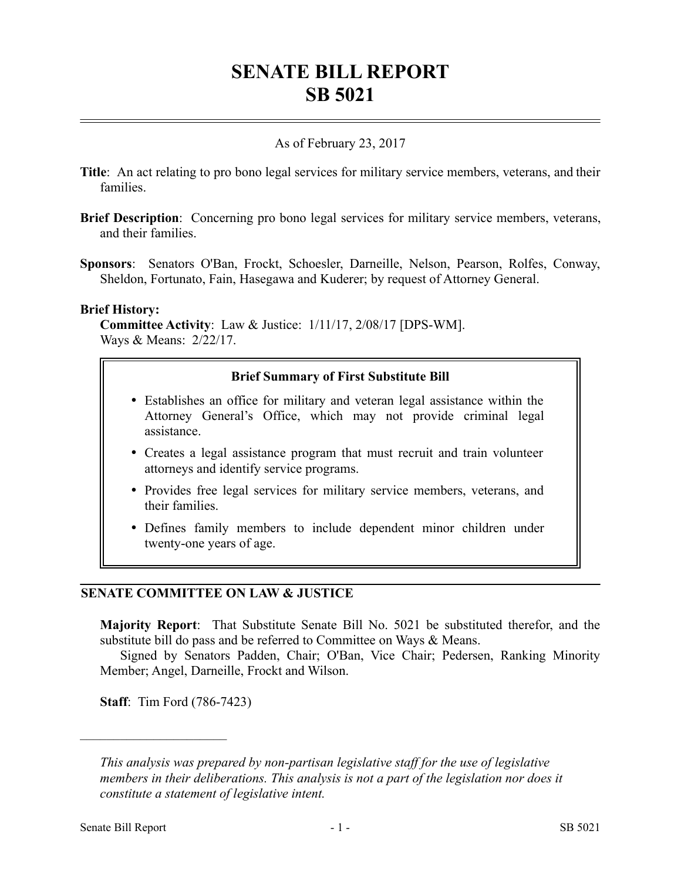# SENATE BILL REPORT
# SB 5021

As of February 23, 2017

**Title**: An act relating to pro bono legal services for military service members, veterans, and their families.

**Brief Description**: Concerning pro bono legal services for military service members, veterans, and their families.

**Sponsors**: Senators O'Ban, Frockt, Schoesler, Darneille, Nelson, Pearson, Rolfes, Conway, Sheldon, Fortunato, Fain, Hasegawa and Kuderer; by request of Attorney General.

**Brief History:**

**Committee Activity**: Law & Justice: 1/11/17, 2/08/17 [DPS-WM].
Ways & Means: 2/22/17.

> **Brief Summary of First Substitute Bill**
>
> - Establishes an office for military and veteran legal assistance within the Attorney General's Office, which may not provide criminal legal assistance.
> - Creates a legal assistance program that must recruit and train volunteer attorneys and identify service programs.
> - Provides free legal services for military service members, veterans, and their families.
> - Defines family members to include dependent minor children under twenty-one years of age.

## SENATE COMMITTEE ON LAW & JUSTICE

**Majority Report**: That Substitute Senate Bill No. 5021 be substituted therefor, and the substitute bill do pass and be referred to Committee on Ways & Means.

Signed by Senators Padden, Chair; O'Ban, Vice Chair; Pedersen, Ranking Minority Member; Angel, Darneille, Frockt and Wilson.

**Staff**: Tim Ford (786-7423)

---

*This analysis was prepared by non-partisan legislative staff for the use of legislative members in their deliberations. This analysis is not a part of the legislation nor does it constitute a statement of legislative intent.*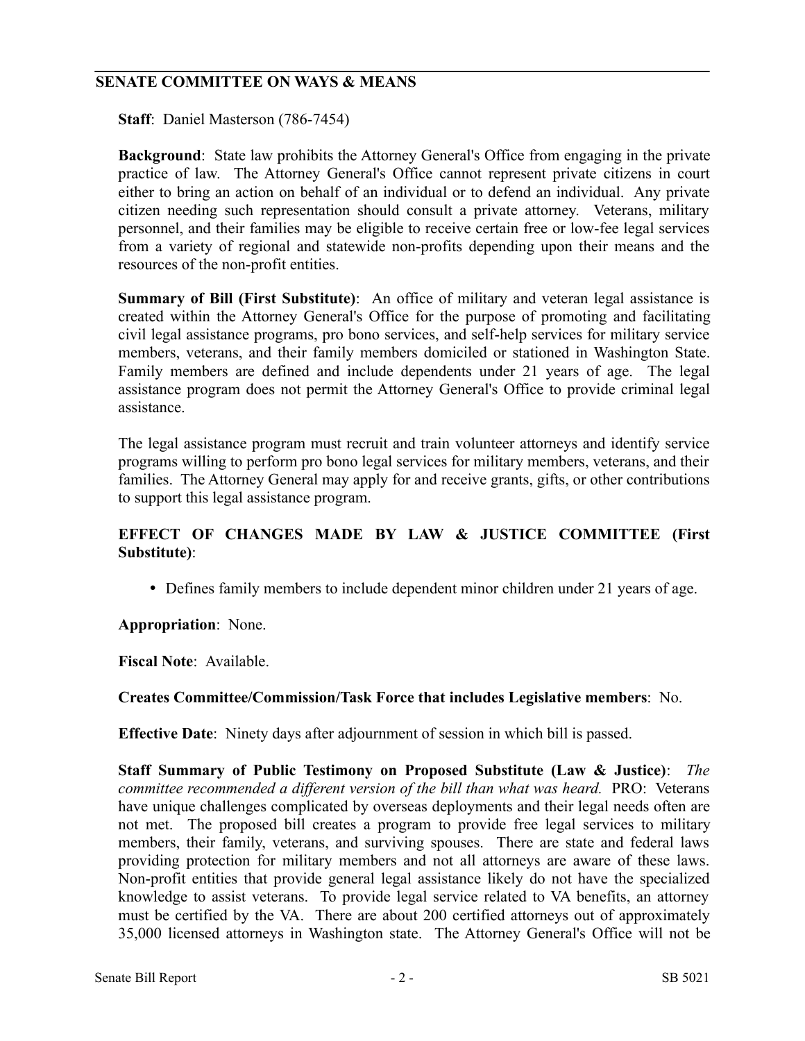## SENATE COMMITTEE ON WAYS & MEANS

**Staff**: Daniel Masterson (786-7454)

**Background**: State law prohibits the Attorney General's Office from engaging in the private practice of law. The Attorney General's Office cannot represent private citizens in court either to bring an action on behalf of an individual or to defend an individual. Any private citizen needing such representation should consult a private attorney. Veterans, military personnel, and their families may be eligible to receive certain free or low-fee legal services from a variety of regional and statewide non-profits depending upon their means and the resources of the non-profit entities.

**Summary of Bill (First Substitute)**: An office of military and veteran legal assistance is created within the Attorney General's Office for the purpose of promoting and facilitating civil legal assistance programs, pro bono services, and self-help services for military service members, veterans, and their family members domiciled or stationed in Washington State. Family members are defined and include dependents under 21 years of age. The legal assistance program does not permit the Attorney General's Office to provide criminal legal assistance.

The legal assistance program must recruit and train volunteer attorneys and identify service programs willing to perform pro bono legal services for military members, veterans, and their families. The Attorney General may apply for and receive grants, gifts, or other contributions to support this legal assistance program.

**EFFECT OF CHANGES MADE BY LAW & JUSTICE COMMITTEE (First Substitute)**:

- Defines family members to include dependent minor children under 21 years of age.

**Appropriation**: None.

**Fiscal Note**: Available.

**Creates Committee/Commission/Task Force that includes Legislative members**: No.

**Effective Date**: Ninety days after adjournment of session in which bill is passed.

**Staff Summary of Public Testimony on Proposed Substitute (Law & Justice)**: *The committee recommended a different version of the bill than what was heard.* PRO: Veterans have unique challenges complicated by overseas deployments and their legal needs often are not met. The proposed bill creates a program to provide free legal services to military members, their family, veterans, and surviving spouses. There are state and federal laws providing protection for military members and not all attorneys are aware of these laws. Non-profit entities that provide general legal assistance likely do not have the specialized knowledge to assist veterans. To provide legal service related to VA benefits, an attorney must be certified by the VA. There are about 200 certified attorneys out of approximately 35,000 licensed attorneys in Washington state. The Attorney General's Office will not be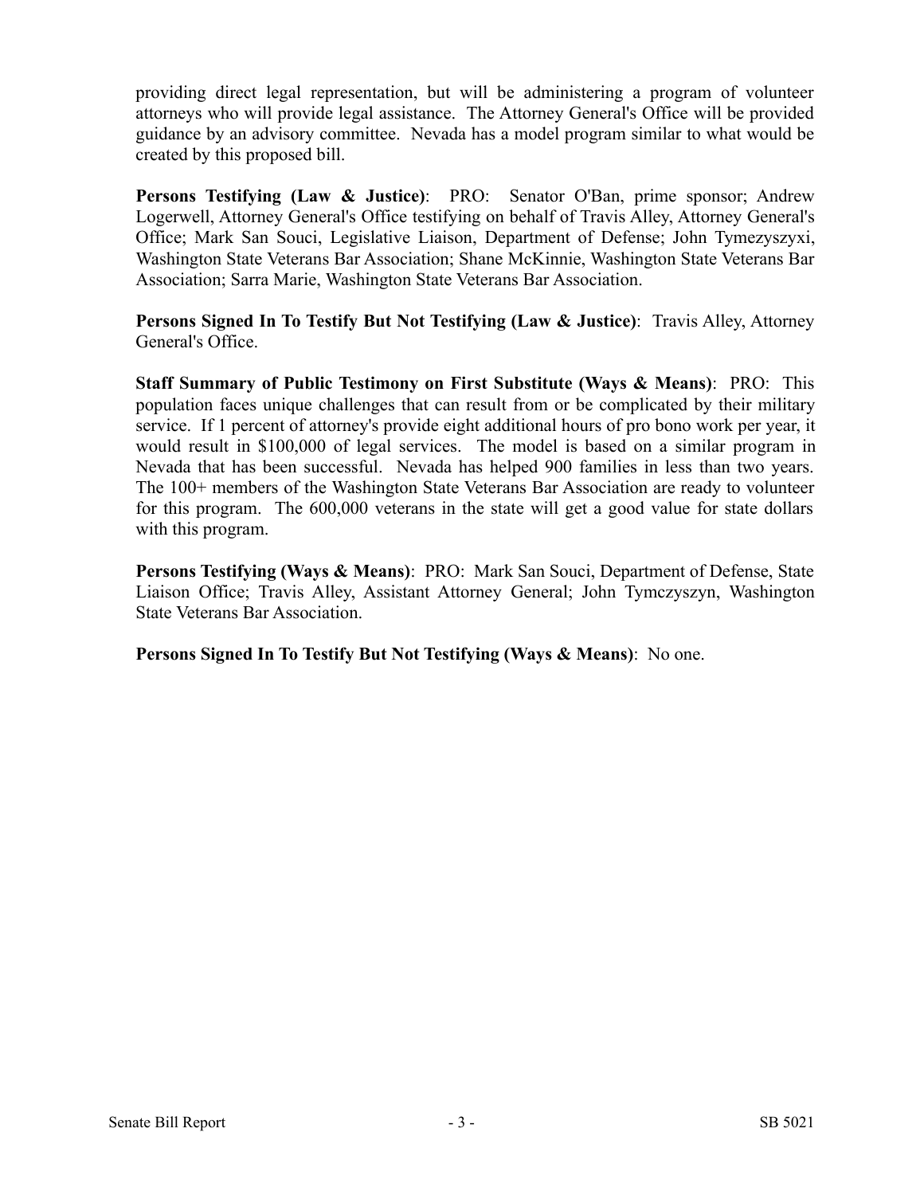providing direct legal representation, but will be administering a program of volunteer attorneys who will provide legal assistance. The Attorney General's Office will be provided guidance by an advisory committee. Nevada has a model program similar to what would be created by this proposed bill.

**Persons Testifying (Law & Justice)**: PRO: Senator O'Ban, prime sponsor; Andrew Logerwell, Attorney General's Office testifying on behalf of Travis Alley, Attorney General's Office; Mark San Souci, Legislative Liaison, Department of Defense; John Tymezyszyxi, Washington State Veterans Bar Association; Shane McKinnie, Washington State Veterans Bar Association; Sarra Marie, Washington State Veterans Bar Association.

**Persons Signed In To Testify But Not Testifying (Law & Justice)**: Travis Alley, Attorney General's Office.

**Staff Summary of Public Testimony on First Substitute (Ways & Means)**: PRO: This population faces unique challenges that can result from or be complicated by their military service. If 1 percent of attorney's provide eight additional hours of pro bono work per year, it would result in $100,000 of legal services. The model is based on a similar program in Nevada that has been successful. Nevada has helped 900 families in less than two years. The 100+ members of the Washington State Veterans Bar Association are ready to volunteer for this program. The 600,000 veterans in the state will get a good value for state dollars with this program.

**Persons Testifying (Ways & Means)**: PRO: Mark San Souci, Department of Defense, State Liaison Office; Travis Alley, Assistant Attorney General; John Tymczyszyn, Washington State Veterans Bar Association.

**Persons Signed In To Testify But Not Testifying (Ways & Means)**: No one.